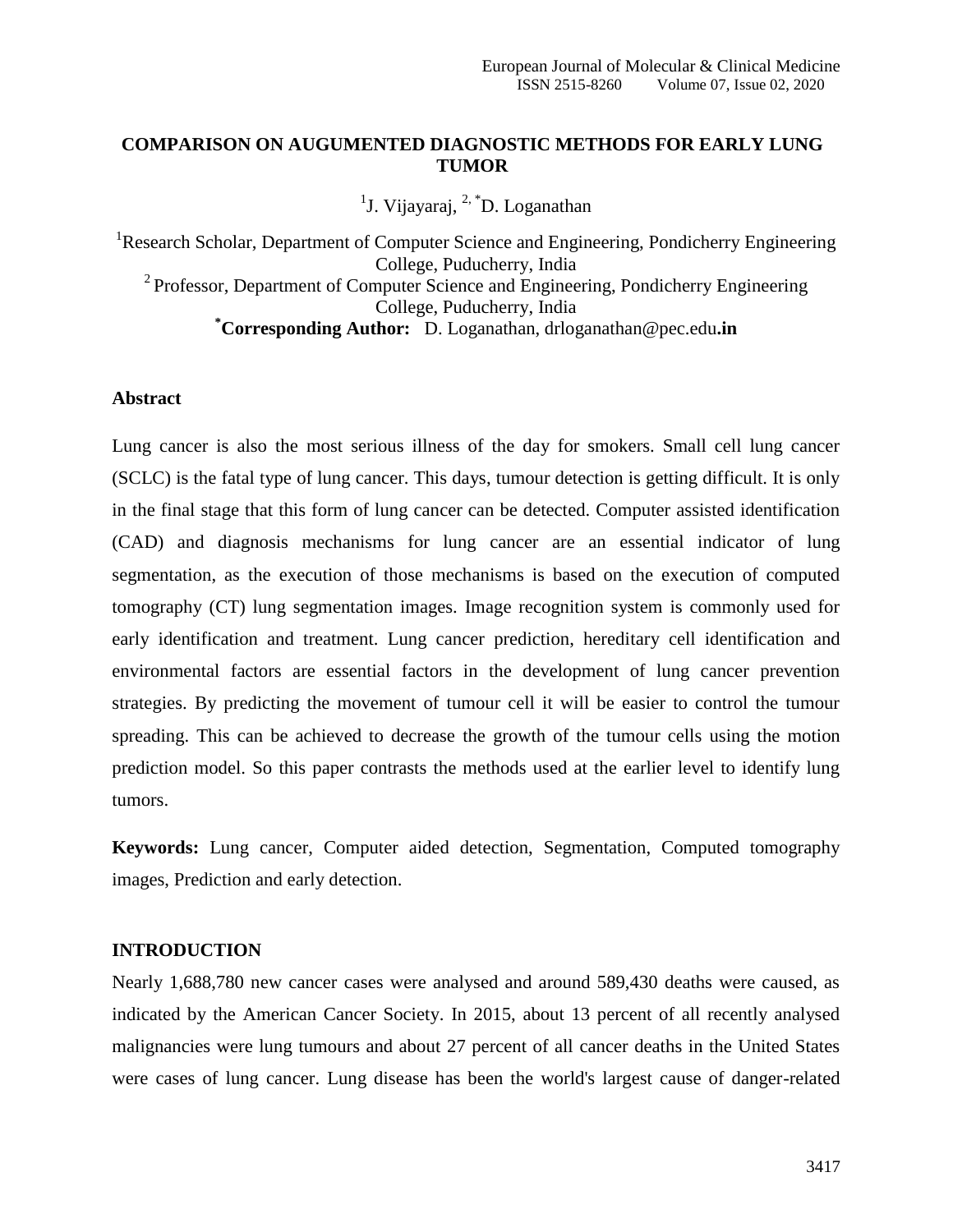# COMPARISON ON AUGUMENTED DIAGNOSTIC METHODS FOR EARLY LUNG TUMOR

[1]J. Vijayaraj, [2,*]D. Loganathan

[1]Research Scholar, Department of Computer Science and Engineering, Pondicherry Engineering College, Puducherry, India

[2]Professor, Department of Computer Science and Engineering, Pondicherry Engineering College, Puducherry, India

[*]**Corresponding Author:** D. Loganathan, drloganathan@pec.edu**.in**

## Abstract

Lung cancer is also the most serious illness of the day for smokers. Small cell lung cancer (SCLC) is the fatal type of lung cancer. This days, tumour detection is getting difficult. It is only in the final stage that this form of lung cancer can be detected. Computer assisted identification (CAD) and diagnosis mechanisms for lung cancer are an essential indicator of lung segmentation, as the execution of those mechanisms is based on the execution of computed tomography (CT) lung segmentation images. Image recognition system is commonly used for early identification and treatment. Lung cancer prediction, hereditary cell identification and environmental factors are essential factors in the development of lung cancer prevention strategies. By predicting the movement of tumour cell it will be easier to control the tumour spreading. This can be achieved to decrease the growth of the tumour cells using the motion prediction model. So this paper contrasts the methods used at the earlier level to identify lung tumors.

**Keywords:** Lung cancer, Computer aided detection, Segmentation, Computed tomography images, Prediction and early detection.

## INTRODUCTION

Nearly 1,688,780 new cancer cases were analysed and around 589,430 deaths were caused, as indicated by the American Cancer Society. In 2015, about 13 percent of all recently analysed malignancies were lung tumours and about 27 percent of all cancer deaths in the United States were cases of lung cancer. Lung disease has been the world's largest cause of danger-related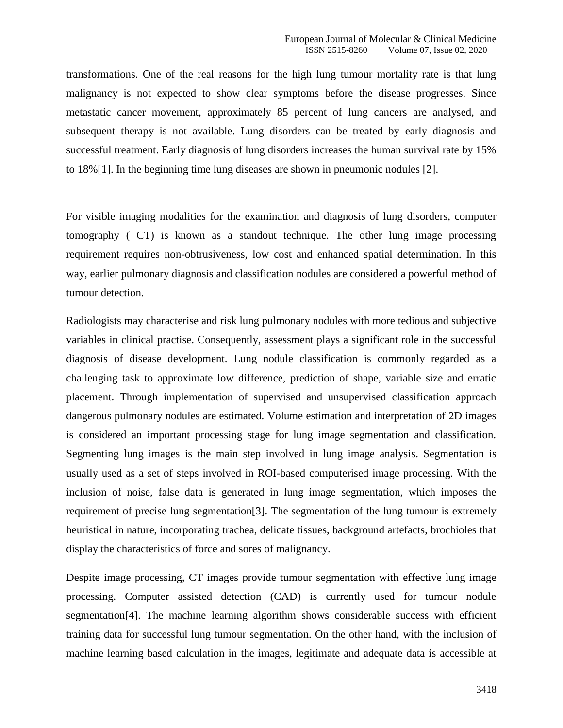transformations. One of the real reasons for the high lung tumour mortality rate is that lung malignancy is not expected to show clear symptoms before the disease progresses. Since metastatic cancer movement, approximately 85 percent of lung cancers are analysed, and subsequent therapy is not available. Lung disorders can be treated by early diagnosis and successful treatment. Early diagnosis of lung disorders increases the human survival rate by 15% to 18%[1]. In the beginning time lung diseases are shown in pneumonic nodules [2].

For visible imaging modalities for the examination and diagnosis of lung disorders, computer tomography ( CT) is known as a standout technique. The other lung image processing requirement requires non-obtrusiveness, low cost and enhanced spatial determination. In this way, earlier pulmonary diagnosis and classification nodules are considered a powerful method of tumour detection.

Radiologists may characterise and risk lung pulmonary nodules with more tedious and subjective variables in clinical practise. Consequently, assessment plays a significant role in the successful diagnosis of disease development. Lung nodule classification is commonly regarded as a challenging task to approximate low difference, prediction of shape, variable size and erratic placement. Through implementation of supervised and unsupervised classification approach dangerous pulmonary nodules are estimated. Volume estimation and interpretation of 2D images is considered an important processing stage for lung image segmentation and classification. Segmenting lung images is the main step involved in lung image analysis. Segmentation is usually used as a set of steps involved in ROI-based computerised image processing. With the inclusion of noise, false data is generated in lung image segmentation, which imposes the requirement of precise lung segmentation[3]. The segmentation of the lung tumour is extremely heuristical in nature, incorporating trachea, delicate tissues, background artefacts, brochioles that display the characteristics of force and sores of malignancy.

Despite image processing, CT images provide tumour segmentation with effective lung image processing. Computer assisted detection (CAD) is currently used for tumour nodule segmentation[4]. The machine learning algorithm shows considerable success with efficient training data for successful lung tumour segmentation. On the other hand, with the inclusion of machine learning based calculation in the images, legitimate and adequate data is accessible at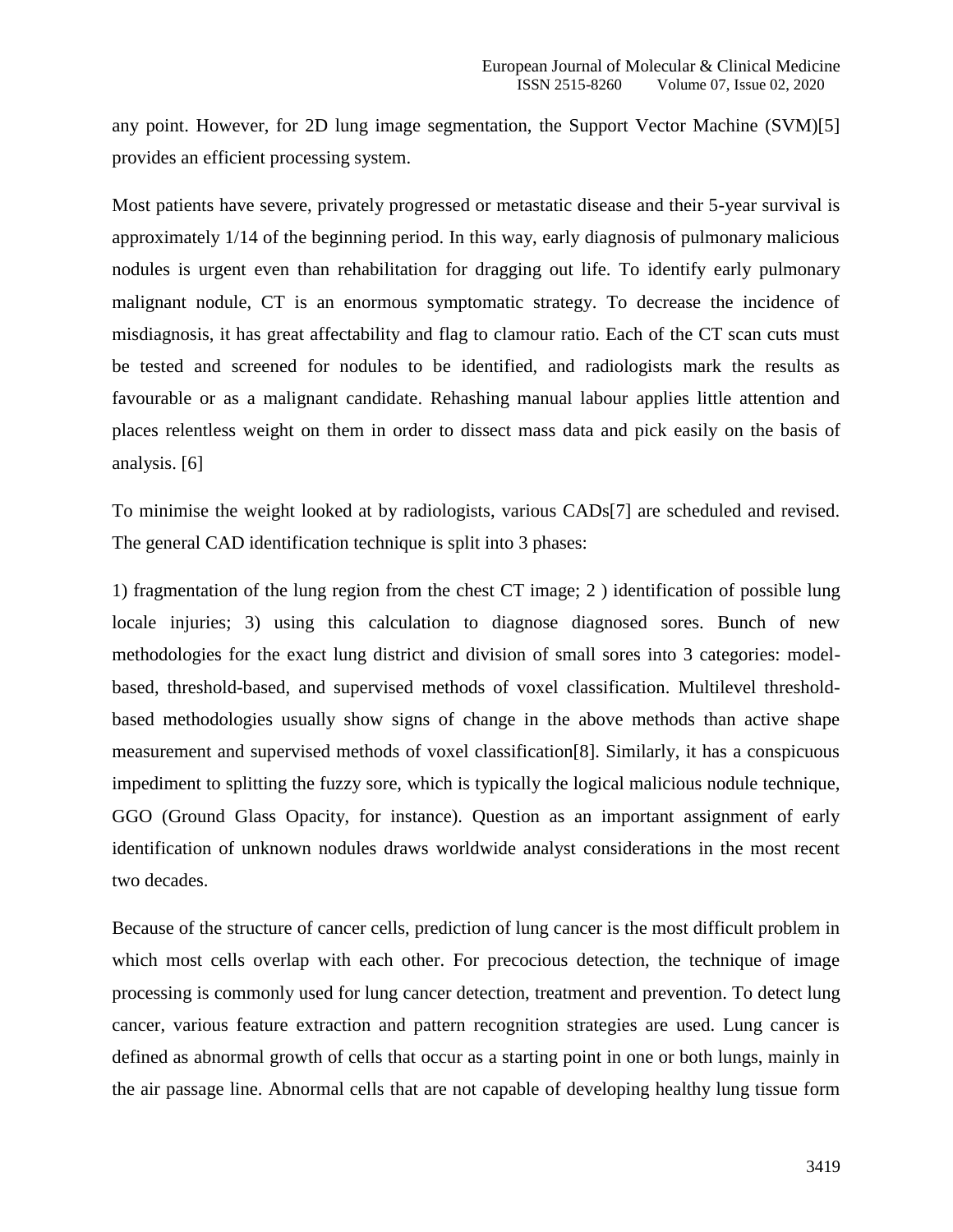any point. However, for 2D lung image segmentation, the Support Vector Machine (SVM)[5] provides an efficient processing system.

Most patients have severe, privately progressed or metastatic disease and their 5-year survival is approximately 1/14 of the beginning period. In this way, early diagnosis of pulmonary malicious nodules is urgent even than rehabilitation for dragging out life. To identify early pulmonary malignant nodule, CT is an enormous symptomatic strategy. To decrease the incidence of misdiagnosis, it has great affectability and flag to clamour ratio. Each of the CT scan cuts must be tested and screened for nodules to be identified, and radiologists mark the results as favourable or as a malignant candidate. Rehashing manual labour applies little attention and places relentless weight on them in order to dissect mass data and pick easily on the basis of analysis. [6]

To minimise the weight looked at by radiologists, various CADs[7] are scheduled and revised. The general CAD identification technique is split into 3 phases:

1) fragmentation of the lung region from the chest CT image; 2 ) identification of possible lung locale injuries; 3) using this calculation to diagnose diagnosed sores. Bunch of new methodologies for the exact lung district and division of small sores into 3 categories: model-based, threshold-based, and supervised methods of voxel classification. Multilevel threshold-based methodologies usually show signs of change in the above methods than active shape measurement and supervised methods of voxel classification[8]. Similarly, it has a conspicuous impediment to splitting the fuzzy sore, which is typically the logical malicious nodule technique, GGO (Ground Glass Opacity, for instance). Question as an important assignment of early identification of unknown nodules draws worldwide analyst considerations in the most recent two decades.

Because of the structure of cancer cells, prediction of lung cancer is the most difficult problem in which most cells overlap with each other. For precocious detection, the technique of image processing is commonly used for lung cancer detection, treatment and prevention. To detect lung cancer, various feature extraction and pattern recognition strategies are used. Lung cancer is defined as abnormal growth of cells that occur as a starting point in one or both lungs, mainly in the air passage line. Abnormal cells that are not capable of developing healthy lung tissue form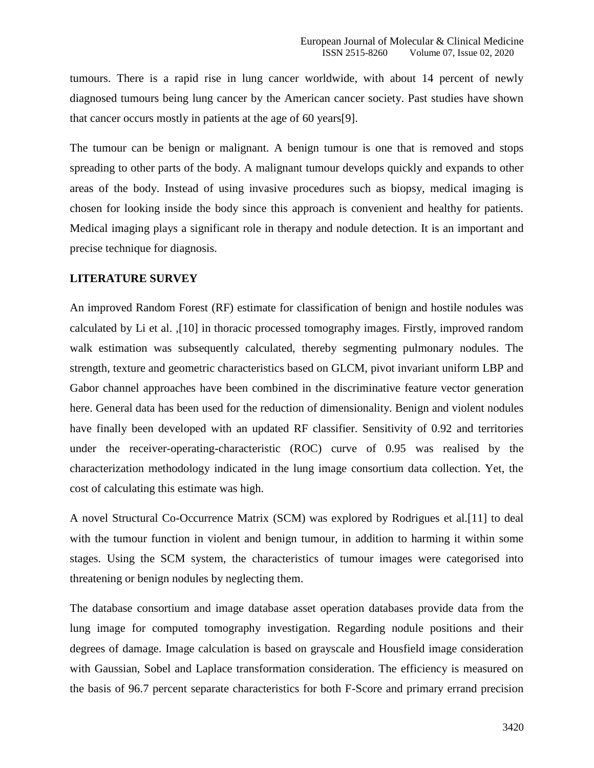tumours. There is a rapid rise in lung cancer worldwide, with about 14 percent of newly diagnosed tumours being lung cancer by the American cancer society. Past studies have shown that cancer occurs mostly in patients at the age of 60 years[9].

The tumour can be benign or malignant. A benign tumour is one that is removed and stops spreading to other parts of the body. A malignant tumour develops quickly and expands to other areas of the body. Instead of using invasive procedures such as biopsy, medical imaging is chosen for looking inside the body since this approach is convenient and healthy for patients. Medical imaging plays a significant role in therapy and nodule detection. It is an important and precise technique for diagnosis.

## LITERATURE SURVEY

An improved Random Forest (RF) estimate for classification of benign and hostile nodules was calculated by Li et al. ,[10] in thoracic processed tomography images. Firstly, improved random walk estimation was subsequently calculated, thereby segmenting pulmonary nodules. The strength, texture and geometric characteristics based on GLCM, pivot invariant uniform LBP and Gabor channel approaches have been combined in the discriminative feature vector generation here. General data has been used for the reduction of dimensionality. Benign and violent nodules have finally been developed with an updated RF classifier. Sensitivity of 0.92 and territories under the receiver-operating-characteristic (ROC) curve of 0.95 was realised by the characterization methodology indicated in the lung image consortium data collection. Yet, the cost of calculating this estimate was high.

A novel Structural Co-Occurrence Matrix (SCM) was explored by Rodrigues et al.[11] to deal with the tumour function in violent and benign tumour, in addition to harming it within some stages. Using the SCM system, the characteristics of tumour images were categorised into threatening or benign nodules by neglecting them.

The database consortium and image database asset operation databases provide data from the lung image for computed tomography investigation. Regarding nodule positions and their degrees of damage. Image calculation is based on grayscale and Housfield image consideration with Gaussian, Sobel and Laplace transformation consideration. The efficiency is measured on the basis of 96.7 percent separate characteristics for both F-Score and primary errand precision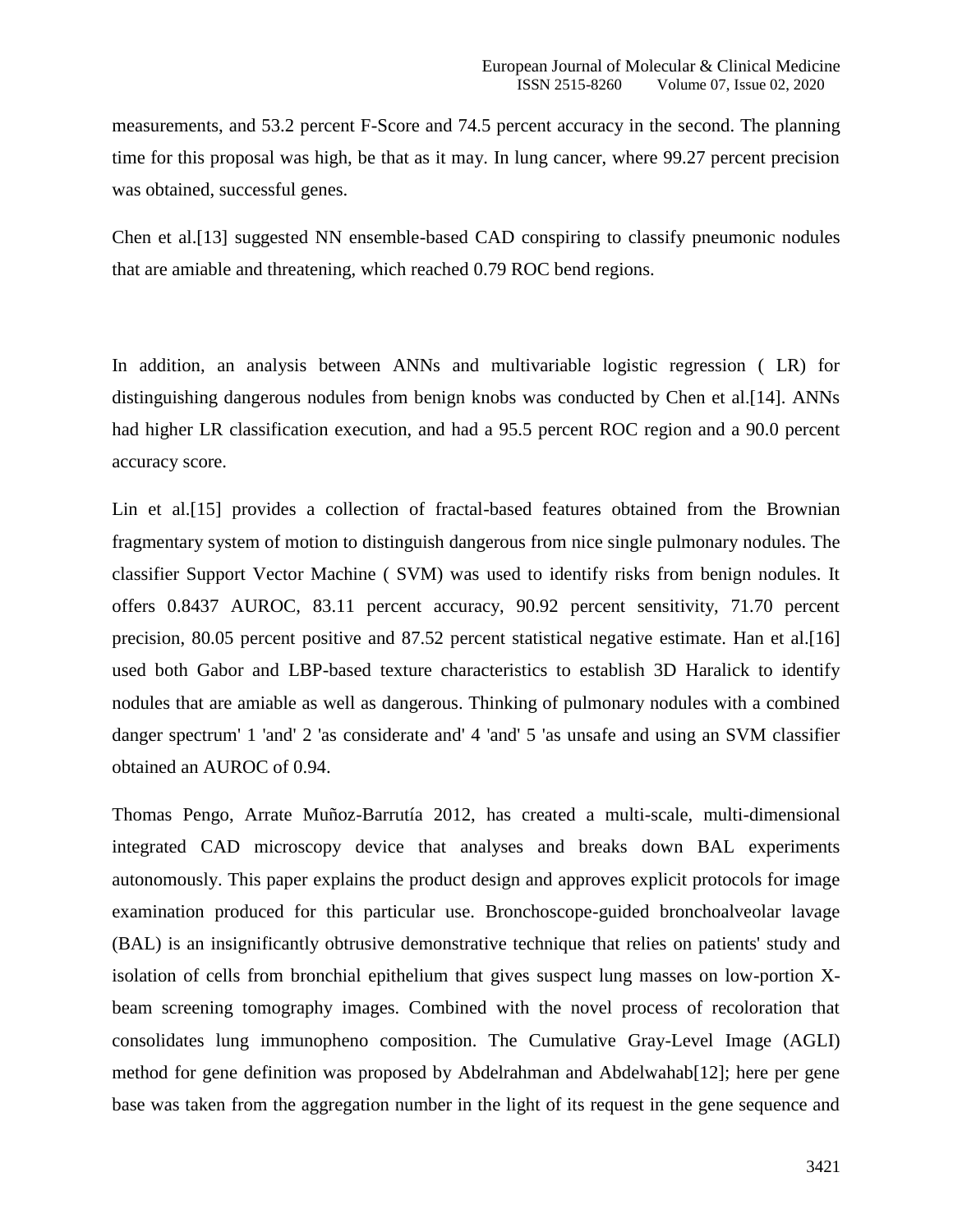measurements, and 53.2 percent F-Score and 74.5 percent accuracy in the second. The planning time for this proposal was high, be that as it may. In lung cancer, where 99.27 percent precision was obtained, successful genes.

Chen et al.[13] suggested NN ensemble-based CAD conspiring to classify pneumonic nodules that are amiable and threatening, which reached 0.79 ROC bend regions.

In addition, an analysis between ANNs and multivariable logistic regression ( LR) for distinguishing dangerous nodules from benign knobs was conducted by Chen et al.[14]. ANNs had higher LR classification execution, and had a 95.5 percent ROC region and a 90.0 percent accuracy score.

Lin et al.[15] provides a collection of fractal-based features obtained from the Brownian fragmentary system of motion to distinguish dangerous from nice single pulmonary nodules. The classifier Support Vector Machine ( SVM) was used to identify risks from benign nodules. It offers 0.8437 AUROC, 83.11 percent accuracy, 90.92 percent sensitivity, 71.70 percent precision, 80.05 percent positive and 87.52 percent statistical negative estimate. Han et al.[16] used both Gabor and LBP-based texture characteristics to establish 3D Haralick to identify nodules that are amiable as well as dangerous. Thinking of pulmonary nodules with a combined danger spectrum' 1 'and' 2 'as considerate and' 4 'and' 5 'as unsafe and using an SVM classifier obtained an AUROC of 0.94.

Thomas Pengo, Arrate Muñoz-Barrutía 2012, has created a multi-scale, multi-dimensional integrated CAD microscopy device that analyses and breaks down BAL experiments autonomously. This paper explains the product design and approves explicit protocols for image examination produced for this particular use. Bronchoscope-guided bronchoalveolar lavage (BAL) is an insignificantly obtrusive demonstrative technique that relies on patients' study and isolation of cells from bronchial epithelium that gives suspect lung masses on low-portion X-beam screening tomography images. Combined with the novel process of recoloration that consolidates lung immunopheno composition. The Cumulative Gray-Level Image (AGLI) method for gene definition was proposed by Abdelrahman and Abdelwahab[12]; here per gene base was taken from the aggregation number in the light of its request in the gene sequence and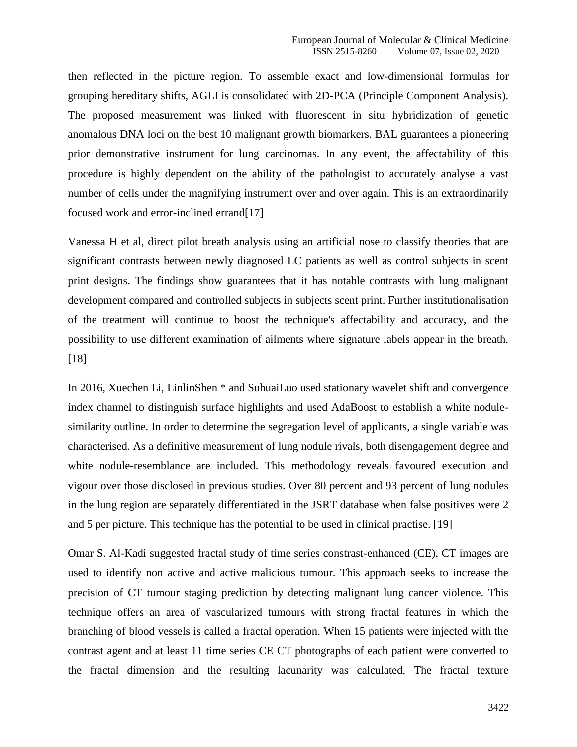then reflected in the picture region. To assemble exact and low-dimensional formulas for grouping hereditary shifts, AGLI is consolidated with 2D-PCA (Principle Component Analysis). The proposed measurement was linked with fluorescent in situ hybridization of genetic anomalous DNA loci on the best 10 malignant growth biomarkers. BAL guarantees a pioneering prior demonstrative instrument for lung carcinomas. In any event, the affectability of this procedure is highly dependent on the ability of the pathologist to accurately analyse a vast number of cells under the magnifying instrument over and over again. This is an extraordinarily focused work and error-inclined errand[17]

Vanessa H et al, direct pilot breath analysis using an artificial nose to classify theories that are significant contrasts between newly diagnosed LC patients as well as control subjects in scent print designs. The findings show guarantees that it has notable contrasts with lung malignant development compared and controlled subjects in subjects scent print. Further institutionalisation of the treatment will continue to boost the technique's affectability and accuracy, and the possibility to use different examination of ailments where signature labels appear in the breath. [18]

In 2016, Xuechen Li, LinlinShen * and SuhuaiLuo used stationary wavelet shift and convergence index channel to distinguish surface highlights and used AdaBoost to establish a white nodule-similarity outline. In order to determine the segregation level of applicants, a single variable was characterised. As a definitive measurement of lung nodule rivals, both disengagement degree and white nodule-resemblance are included. This methodology reveals favoured execution and vigour over those disclosed in previous studies. Over 80 percent and 93 percent of lung nodules in the lung region are separately differentiated in the JSRT database when false positives were 2 and 5 per picture. This technique has the potential to be used in clinical practise. [19]

Omar S. Al-Kadi suggested fractal study of time series constrast-enhanced (CE), CT images are used to identify non active and active malicious tumour. This approach seeks to increase the precision of CT tumour staging prediction by detecting malignant lung cancer violence. This technique offers an area of vascularized tumours with strong fractal features in which the branching of blood vessels is called a fractal operation. When 15 patients were injected with the contrast agent and at least 11 time series CE CT photographs of each patient were converted to the fractal dimension and the resulting lacunarity was calculated. The fractal texture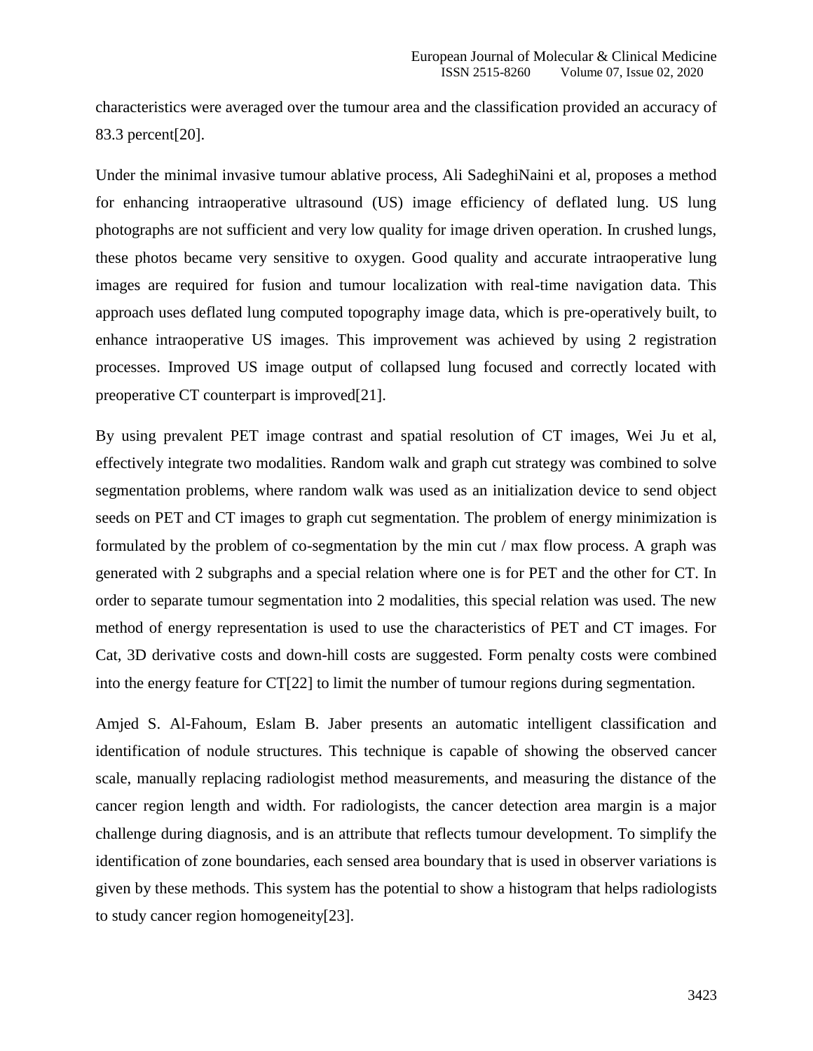characteristics were averaged over the tumour area and the classification provided an accuracy of 83.3 percent[20].

Under the minimal invasive tumour ablative process, Ali SadeghiNaini et al, proposes a method for enhancing intraoperative ultrasound (US) image efficiency of deflated lung. US lung photographs are not sufficient and very low quality for image driven operation. In crushed lungs, these photos became very sensitive to oxygen. Good quality and accurate intraoperative lung images are required for fusion and tumour localization with real-time navigation data. This approach uses deflated lung computed topography image data, which is pre-operatively built, to enhance intraoperative US images. This improvement was achieved by using 2 registration processes. Improved US image output of collapsed lung focused and correctly located with preoperative CT counterpart is improved[21].

By using prevalent PET image contrast and spatial resolution of CT images, Wei Ju et al, effectively integrate two modalities. Random walk and graph cut strategy was combined to solve segmentation problems, where random walk was used as an initialization device to send object seeds on PET and CT images to graph cut segmentation. The problem of energy minimization is formulated by the problem of co-segmentation by the min cut / max flow process. A graph was generated with 2 subgraphs and a special relation where one is for PET and the other for CT. In order to separate tumour segmentation into 2 modalities, this special relation was used. The new method of energy representation is used to use the characteristics of PET and CT images. For Cat, 3D derivative costs and down-hill costs are suggested. Form penalty costs were combined into the energy feature for CT[22] to limit the number of tumour regions during segmentation.

Amjed S. Al-Fahoum, Eslam B. Jaber presents an automatic intelligent classification and identification of nodule structures. This technique is capable of showing the observed cancer scale, manually replacing radiologist method measurements, and measuring the distance of the cancer region length and width. For radiologists, the cancer detection area margin is a major challenge during diagnosis, and is an attribute that reflects tumour development. To simplify the identification of zone boundaries, each sensed area boundary that is used in observer variations is given by these methods. This system has the potential to show a histogram that helps radiologists to study cancer region homogeneity[23].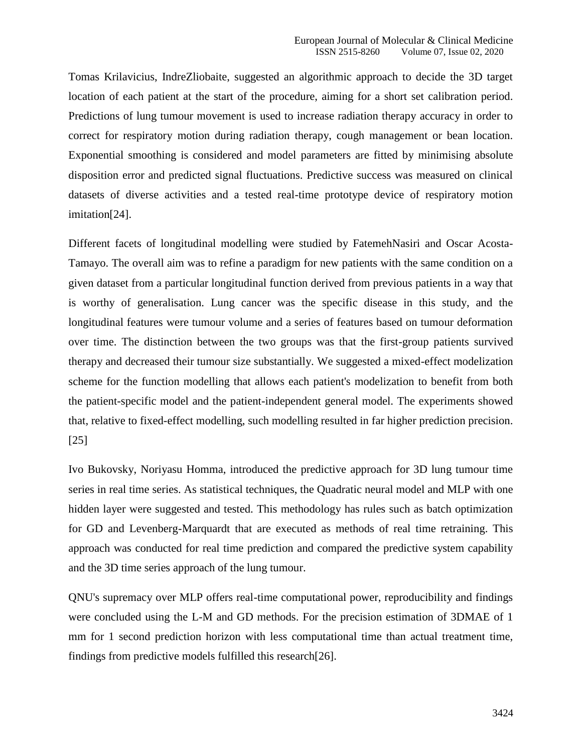Tomas Krilavicius, IndreZliobaite, suggested an algorithmic approach to decide the 3D target location of each patient at the start of the procedure, aiming for a short set calibration period. Predictions of lung tumour movement is used to increase radiation therapy accuracy in order to correct for respiratory motion during radiation therapy, cough management or bean location. Exponential smoothing is considered and model parameters are fitted by minimising absolute disposition error and predicted signal fluctuations. Predictive success was measured on clinical datasets of diverse activities and a tested real-time prototype device of respiratory motion imitation[24].

Different facets of longitudinal modelling were studied by FatemehNasiri and Oscar Acosta-Tamayo. The overall aim was to refine a paradigm for new patients with the same condition on a given dataset from a particular longitudinal function derived from previous patients in a way that is worthy of generalisation. Lung cancer was the specific disease in this study, and the longitudinal features were tumour volume and a series of features based on tumour deformation over time. The distinction between the two groups was that the first-group patients survived therapy and decreased their tumour size substantially. We suggested a mixed-effect modelization scheme for the function modelling that allows each patient's modelization to benefit from both the patient-specific model and the patient-independent general model. The experiments showed that, relative to fixed-effect modelling, such modelling resulted in far higher prediction precision. [25]

Ivo Bukovsky, Noriyasu Homma, introduced the predictive approach for 3D lung tumour time series in real time series. As statistical techniques, the Quadratic neural model and MLP with one hidden layer were suggested and tested. This methodology has rules such as batch optimization for GD and Levenberg-Marquardt that are executed as methods of real time retraining. This approach was conducted for real time prediction and compared the predictive system capability and the 3D time series approach of the lung tumour.

QNU's supremacy over MLP offers real-time computational power, reproducibility and findings were concluded using the L-M and GD methods. For the precision estimation of 3DMAE of 1 mm for 1 second prediction horizon with less computational time than actual treatment time, findings from predictive models fulfilled this research[26].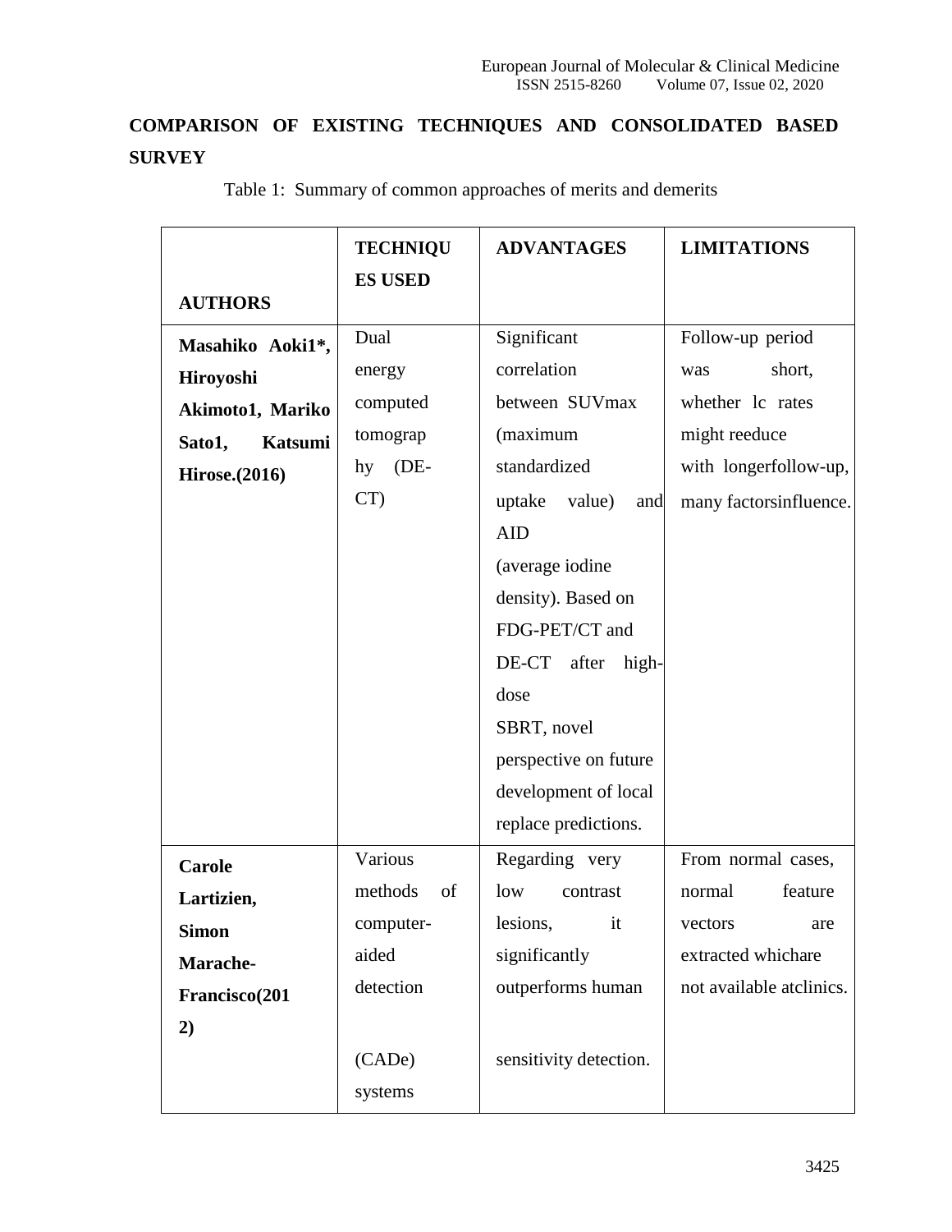## COMPARISON OF EXISTING TECHNIQUES AND CONSOLIDATED BASED SURVEY

Table 1: Summary of common approaches of merits and demerits

| AUTHORS | TECHNIQUES USED | ADVANTAGES | LIMITATIONS |
|---|---|---|---|
| **Masahiko Aoki1*, Hiroyoshi Akimoto1, Mariko Sato1, Katsumi Hirose.(2016)** | Dual energy computed tomography (DE-CT) | Significant correlation between SUVmax (maximum standardized uptake value) and AID (average iodine density). Based on FDG-PET/CT and DE-CT after high-dose SBRT, novel perspective on future development of local replace predictions. | Follow-up period was short, whether lc rates might reeduce with longerfollow-up, many factorsinfluence. |
| **Carole Lartizien, Simon Marache-Francisco(2012)** | Various methods of computer-aided detection (CADe) systems | Regarding very low contrast lesions, it significantly outperforms human sensitivity detection. | From normal cases, normal feature vectors are extracted whichare not available atclinics. |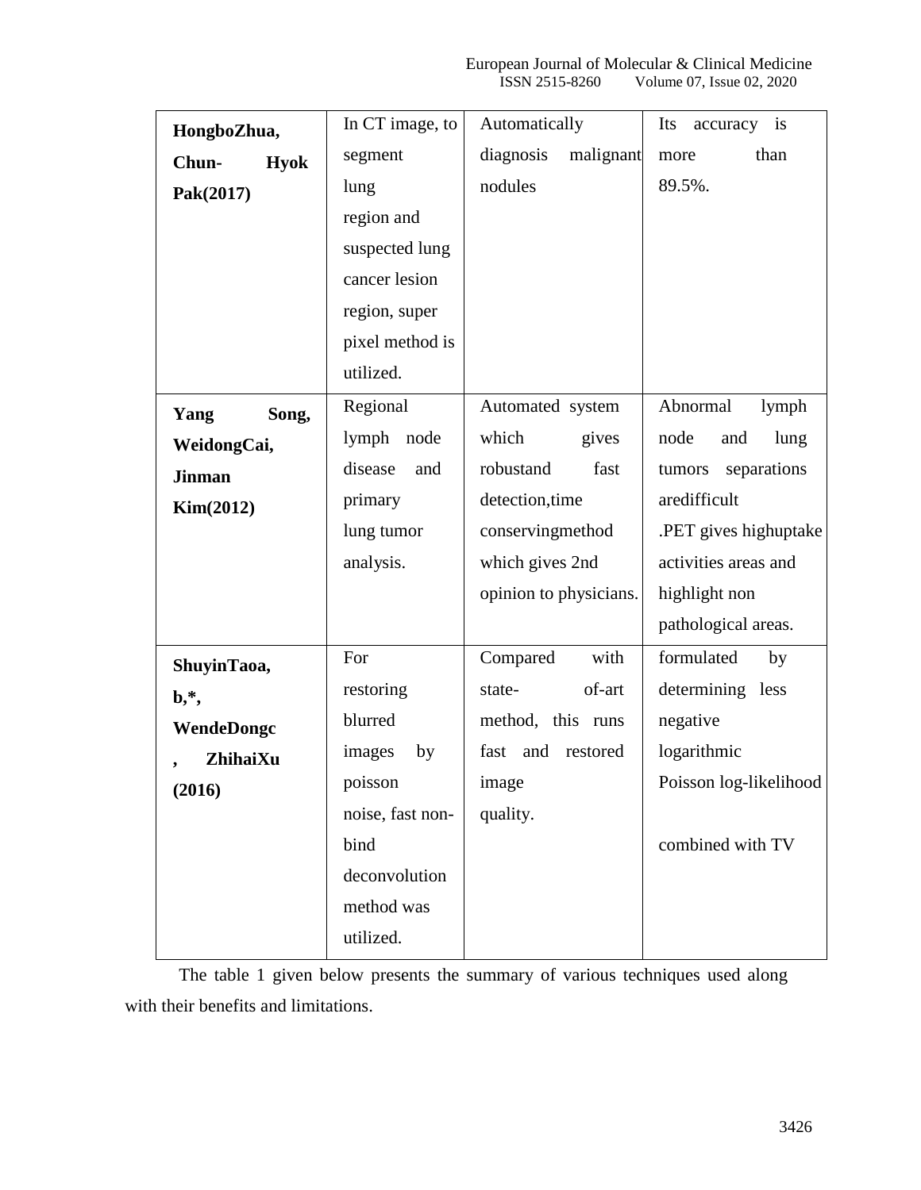| **HongboZhua, Chun- Hyok Pak(2017)** | In CT image, to segment lung region and suspected lung cancer lesion region, super pixel method is utilized. | Automatically diagnosis malignant nodules | Its accuracy is more than 89.5%. |
|---|---|---|---|
| **Yang Song, WeidongCai, Jinman Kim(2012)** | Regional lymph node disease and primary lung tumor analysis. | Automated system which gives robustand fast detection,time conservingmethod which gives 2nd opinion to physicians. | Abnormal lymph node and lung tumors separations aredifficult .PET gives highuptake activities areas and highlight non pathological areas. |
| **ShuyinTaoa, b,*, WendeDongc , ZhihaiXu (2016)** | For restoring blurred images by poisson noise, fast non-bind deconvolution method was utilized. | Compared with state- of-art method, this runs fast and restored image quality. | formulated by determining less negative logarithmic Poisson log-likelihood combined with TV |

The table 1 given below presents the summary of various techniques used along with their benefits and limitations.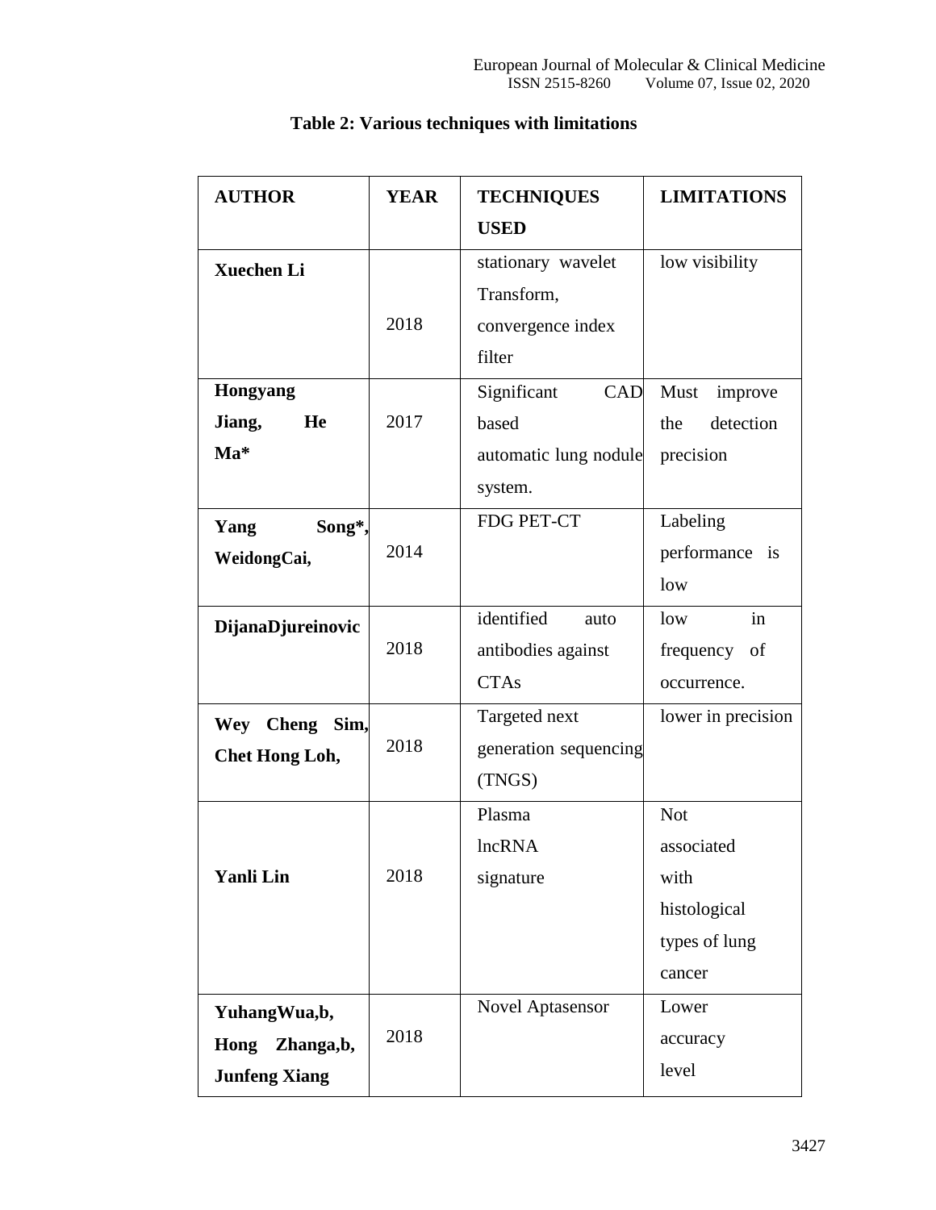**Table 2: Various techniques with limitations**

| **AUTHOR** | **YEAR** | **TECHNIQUES USED** | **LIMITATIONS** |
| --- | --- | --- | --- |
| **Xuechen Li** | 2018 | stationary wavelet Transform, convergence index filter | low visibility |
| **Hongyang Jiang, He Ma*** | 2017 | Significant CAD based automatic lung nodule system. | Must improve the detection precision |
| **Yang Song*, WeidongCai,** | 2014 | FDG PET-CT | Labeling performance is low |
| **DijanaDjureinovic** | 2018 | identified auto antibodies against CTAs | low in frequency of occurrence. |
| **Wey Cheng Sim, Chet Hong Loh,** | 2018 | Targeted next generation sequencing (TNGS) | lower in precision |
| **Yanli Lin** | 2018 | Plasma lncRNA signature | Not associated with histological types of lung cancer |
| **YuhangWua,b, Hong Zhanga,b, Junfeng Xiang** | 2018 | Novel Aptasensor | Lower accuracy level |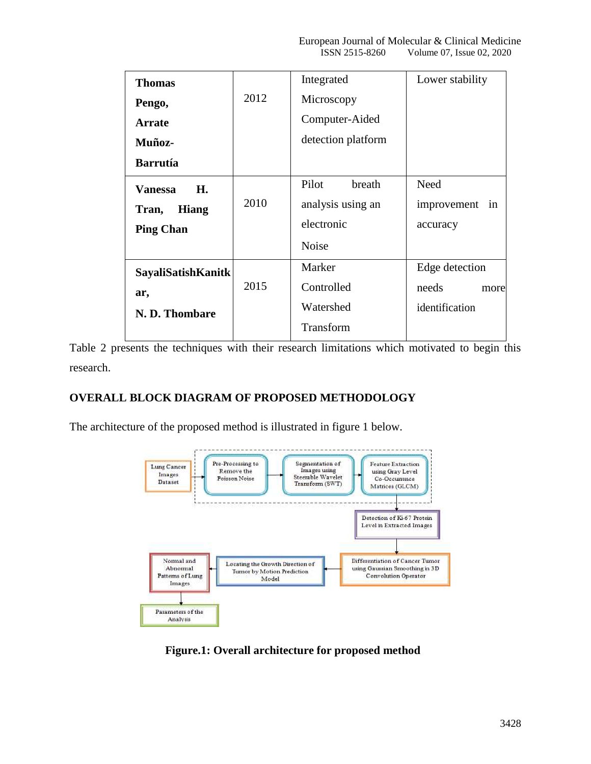| | | | |
|---|---|---|---|
| **Thomas Pengo, Arrate Muñoz-Barrutía** | 2012 | Integrated Microscopy Computer-Aided detection platform | Lower stability |
| **Vanessa H. Tran, Hiang Ping Chan** | 2010 | Pilot breath analysis using an electronic Noise | Need improvement in accuracy |
| **SayaliSatishKanitkar, N. D. Thombare** | 2015 | Marker Controlled Watershed Transform | Edge detection needs more identification |

Table 2 presents the techniques with their research limitations which motivated to begin this research.

## OVERALL BLOCK DIAGRAM OF PROPOSED METHODOLOGY

The architecture of the proposed method is illustrated in figure 1 below.

Lung Cancer Images Dataset → Pre-Processing to Remove the Poisson Noise → Segmentation of Images using Steerable Wavelet Transform (SWT) → Feature Extraction using Gray Level Co-Occurrence Matrices (GLCM) → Detection of Ki-67 Protein Level in Extracted Images → Differentiation of Cancer Tumor using Gaussian Smoothing in 3D Convolution Operator → Locating the Growth Direction of Tumor by Motion Prediction Model → Normal and Abnormal Patterns of Lung Images → Parameters of the Analysis

**Figure.1: Overall architecture for proposed method**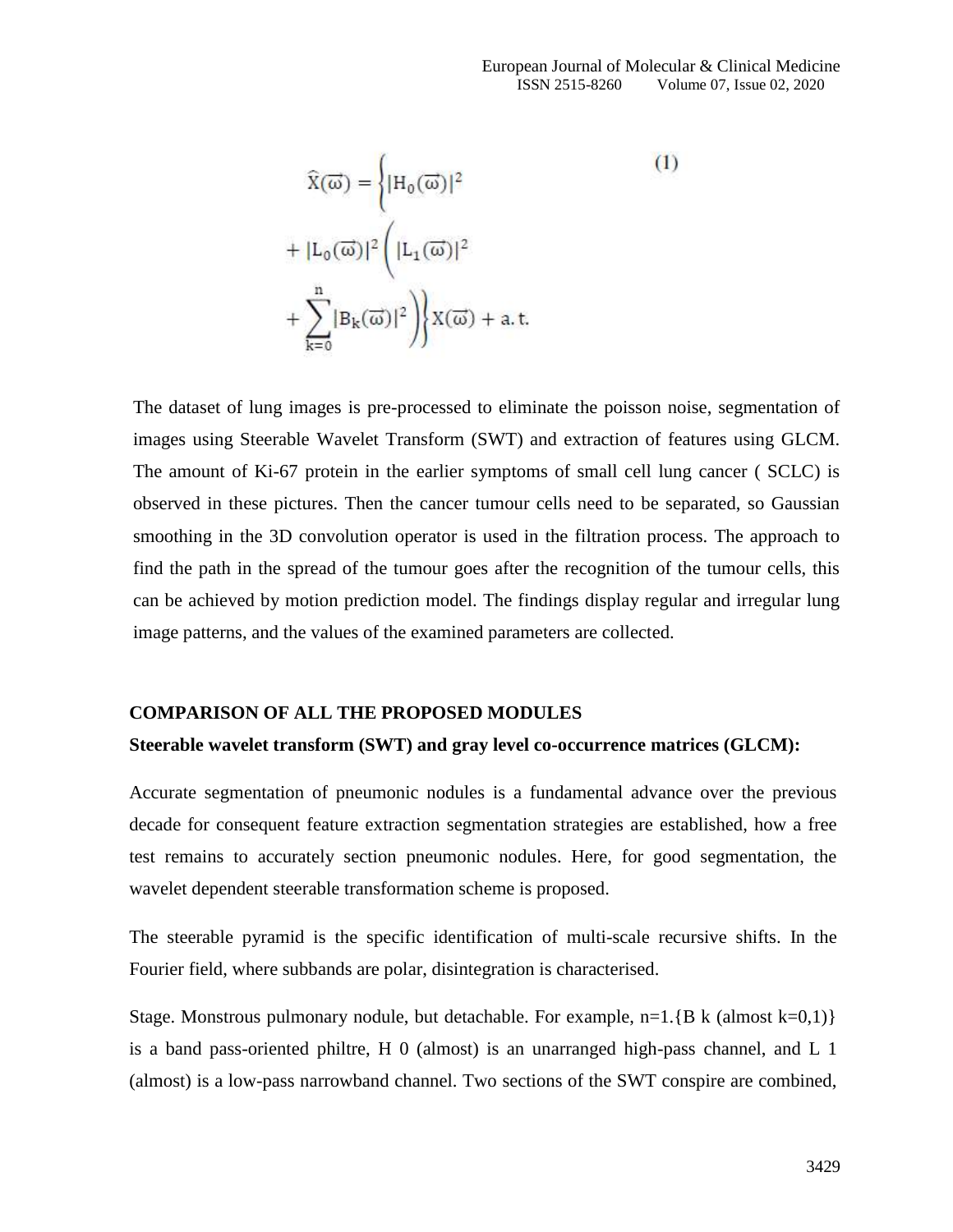$$\hat{X}(\vec{\omega}) = \left\{ |H_0(\vec{\omega})|^2 + |L_0(\vec{\omega})|^2 \left( |L_1(\vec{\omega})|^2 + \sum_{k=0}^{n} |B_k(\vec{\omega})|^2 \right) \right\} X(\vec{\omega}) + \text{a.t.} \quad (1)$$

The dataset of lung images is pre-processed to eliminate the poisson noise, segmentation of images using Steerable Wavelet Transform (SWT) and extraction of features using GLCM. The amount of Ki-67 protein in the earlier symptoms of small cell lung cancer ( SCLC) is observed in these pictures. Then the cancer tumour cells need to be separated, so Gaussian smoothing in the 3D convolution operator is used in the filtration process. The approach to find the path in the spread of the tumour goes after the recognition of the tumour cells, this can be achieved by motion prediction model. The findings display regular and irregular lung image patterns, and the values of the examined parameters are collected.

## COMPARISON OF ALL THE PROPOSED MODULES

### Steerable wavelet transform (SWT) and gray level co-occurrence matrices (GLCM):

Accurate segmentation of pneumonic nodules is a fundamental advance over the previous decade for consequent feature extraction segmentation strategies are established, how a free test remains to accurately section pneumonic nodules. Here, for good segmentation, the wavelet dependent steerable transformation scheme is proposed.

The steerable pyramid is the specific identification of multi-scale recursive shifts. In the Fourier field, where subbands are polar, disintegration is characterised.

Stage. Monstrous pulmonary nodule, but detachable. For example, n=1.{B k (almost k=0,1)} is a band pass-oriented philtre, H 0 (almost) is an unarranged high-pass channel, and L 1 (almost) is a low-pass narrowband channel. Two sections of the SWT conspire are combined,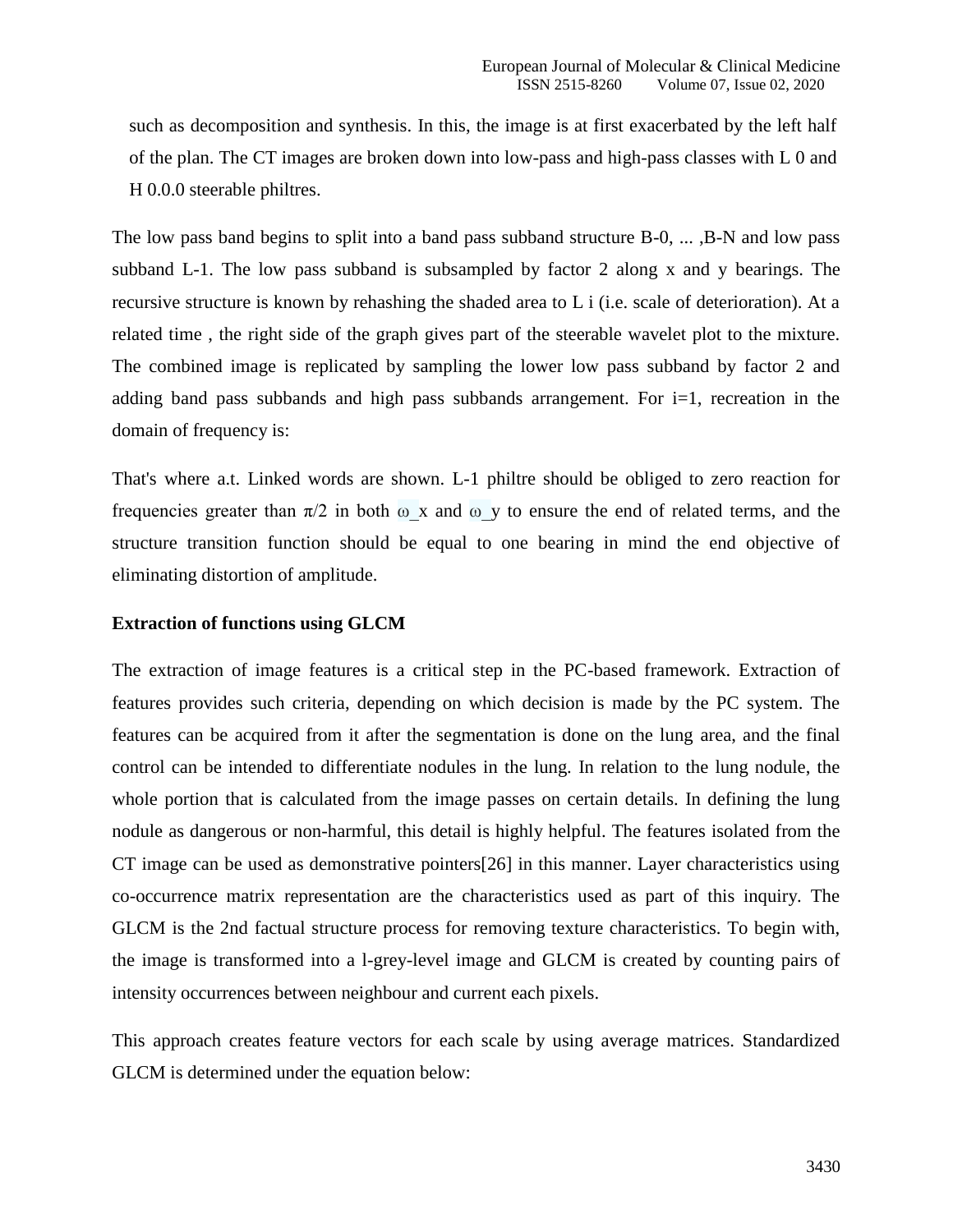such as decomposition and synthesis. In this, the image is at first exacerbated by the left half of the plan. The CT images are broken down into low-pass and high-pass classes with L 0 and H 0.0.0 steerable philtres.

The low pass band begins to split into a band pass subband structure B-0, ... ,B-N and low pass subband L-1. The low pass subband is subsampled by factor 2 along x and y bearings. The recursive structure is known by rehashing the shaded area to L i (i.e. scale of deterioration). At a related time , the right side of the graph gives part of the steerable wavelet plot to the mixture. The combined image is replicated by sampling the lower low pass subband by factor 2 and adding band pass subbands and high pass subbands arrangement. For i=1, recreation in the domain of frequency is:

That's where a.t. Linked words are shown. L-1 philtre should be obliged to zero reaction for frequencies greater than $\pi/2$ in both $\omega_x$ and $\omega_y$ to ensure the end of related terms, and the structure transition function should be equal to one bearing in mind the end objective of eliminating distortion of amplitude.

**Extraction of functions using GLCM**

The extraction of image features is a critical step in the PC-based framework. Extraction of features provides such criteria, depending on which decision is made by the PC system. The features can be acquired from it after the segmentation is done on the lung area, and the final control can be intended to differentiate nodules in the lung. In relation to the lung nodule, the whole portion that is calculated from the image passes on certain details. In defining the lung nodule as dangerous or non-harmful, this detail is highly helpful. The features isolated from the CT image can be used as demonstrative pointers[26] in this manner. Layer characteristics using co-occurrence matrix representation are the characteristics used as part of this inquiry. The GLCM is the 2nd factual structure process for removing texture characteristics. To begin with, the image is transformed into a l-grey-level image and GLCM is created by counting pairs of intensity occurrences between neighbour and current each pixels.

This approach creates feature vectors for each scale by using average matrices. Standardized GLCM is determined under the equation below: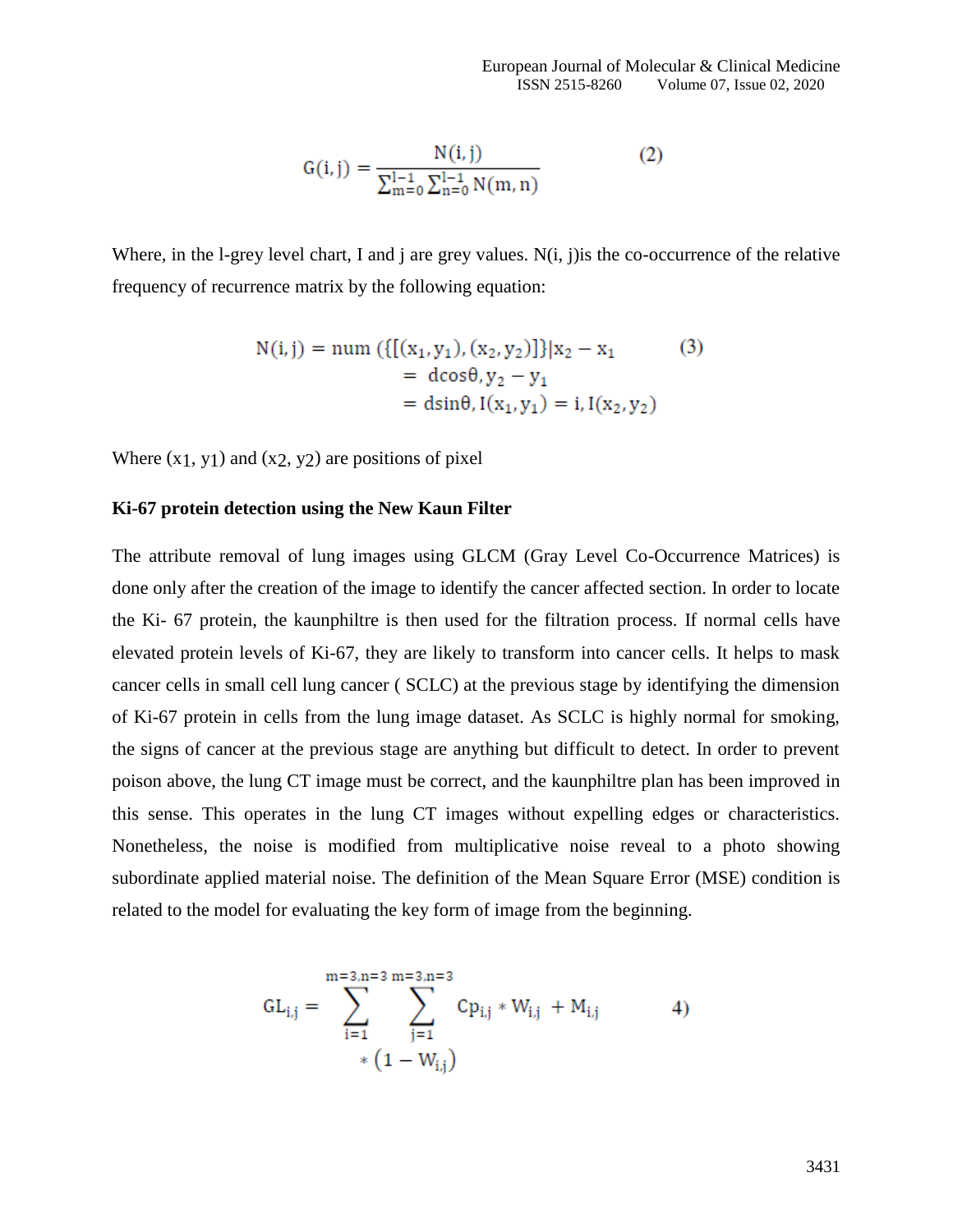$$G(i, j) = \frac{N(i, j)}{\sum_{m=0}^{l-1} \sum_{n=0}^{l-1} N(m, n)} \quad (2)$$

Where, in the l-grey level chart, I and j are grey values. N(i, j)is the co-occurrence of the relative frequency of recurrence matrix by the following equation:

$$\begin{aligned} N(i, j) = num\ (\{[(x_1, y_1), (x_2, y_2)]\} | x_2 - x_1 \quad (3) \\ = d\cos\theta, y_2 - y_1 \\ = d\sin\theta, I(x_1, y_1) = i, I(x_2, y_2) \end{aligned}$$

Where $(x_1, y_1)$ and $(x_2, y_2)$ are positions of pixel

**Ki-67 protein detection using the New Kaun Filter**

The attribute removal of lung images using GLCM (Gray Level Co-Occurrence Matrices) is done only after the creation of the image to identify the cancer affected section. In order to locate the Ki- 67 protein, the kaunphiltre is then used for the filtration process. If normal cells have elevated protein levels of Ki-67, they are likely to transform into cancer cells. It helps to mask cancer cells in small cell lung cancer ( SCLC) at the previous stage by identifying the dimension of Ki-67 protein in cells from the lung image dataset. As SCLC is highly normal for smoking, the signs of cancer at the previous stage are anything but difficult to detect. In order to prevent poison above, the lung CT image must be correct, and the kaunphiltre plan has been improved in this sense. This operates in the lung CT images without expelling edges or characteristics. Nonetheless, the noise is modified from multiplicative noise reveal to a photo showing subordinate applied material noise. The definition of the Mean Square Error (MSE) condition is related to the model for evaluating the key form of image from the beginning.

$$GL_{i,j} = \sum_{i=1}^{m=3,n=3} \sum_{j=1}^{m=3,n=3} Cp_{i,j} * W_{i,j} + M_{i,j} * (1 - W_{i,j}) \quad 4)$$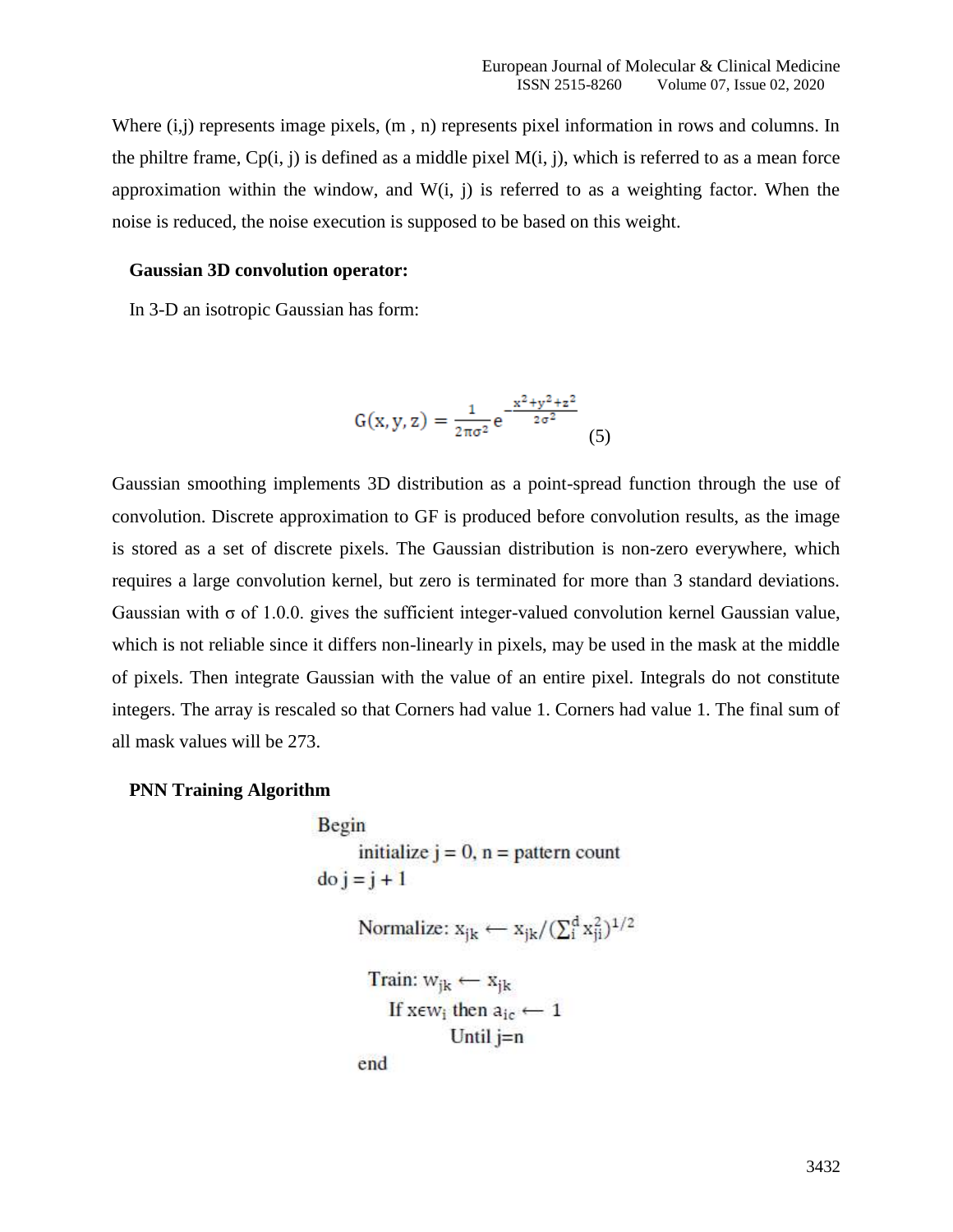Where (i,j) represents image pixels, (m , n) represents pixel information in rows and columns. In the philtre frame, Cp(i, j) is defined as a middle pixel M(i, j), which is referred to as a mean force approximation within the window, and W(i, j) is referred to as a weighting factor. When the noise is reduced, the noise execution is supposed to be based on this weight.

**Gaussian 3D convolution operator:**

In 3-D an isotropic Gaussian has form:

$$G(x, y, z) = \frac{1}{2\pi\sigma^2} e^{-\frac{x^2+y^2+z^2}{2\sigma^2}} \quad (5)$$

Gaussian smoothing implements 3D distribution as a point-spread function through the use of convolution. Discrete approximation to GF is produced before convolution results, as the image is stored as a set of discrete pixels. The Gaussian distribution is non-zero everywhere, which requires a large convolution kernel, but zero is terminated for more than 3 standard deviations. Gaussian with σ of 1.0.0. gives the sufficient integer-valued convolution kernel Gaussian value, which is not reliable since it differs non-linearly in pixels, may be used in the mask at the middle of pixels. Then integrate Gaussian with the value of an entire pixel. Integrals do not constitute integers. The array is rescaled so that Corners had value 1. Corners had value 1. The final sum of all mask values will be 273.

**PNN Training Algorithm**

Begin

initialize $j = 0$, $n$ = pattern count

do $j = j + 1$

Normalize: $x_{jk} \leftarrow x_{jk} / (\sum_i^d x_{ji}^2)^{1/2}$

Train: $w_{jk} \leftarrow x_{jk}$

If $x \epsilon w_i$ then $a_{ic} \leftarrow 1$

Until j=n

end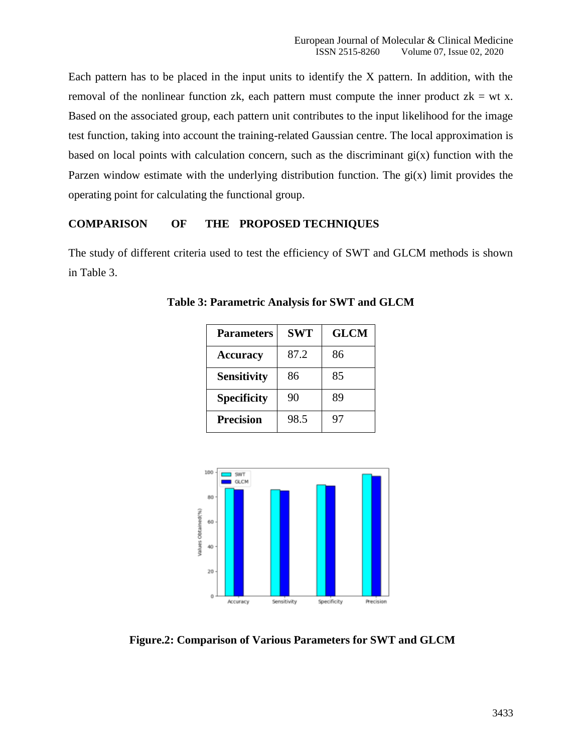Each pattern has to be placed in the input units to identify the X pattern. In addition, with the removal of the nonlinear function zk, each pattern must compute the inner product zk = wt x. Based on the associated group, each pattern unit contributes to the input likelihood for the image test function, taking into account the training-related Gaussian centre. The local approximation is based on local points with calculation concern, such as the discriminant gi(x) function with the Parzen window estimate with the underlying distribution function. The gi(x) limit provides the operating point for calculating the functional group.

## COMPARISON OF THE PROPOSED TECHNIQUES

The study of different criteria used to test the efficiency of SWT and GLCM methods is shown in Table 3.

**Table 3: Parametric Analysis for SWT and GLCM**

| Parameters | SWT | GLCM |
|---|---|---|
| **Accuracy** | 87.2 | 86 |
| **Sensitivity** | 86 | 85 |
| **Specificity** | 90 | 89 |
| **Precision** | 98.5 | 97 |

**Figure.2: Comparison of Various Parameters for SWT and GLCM**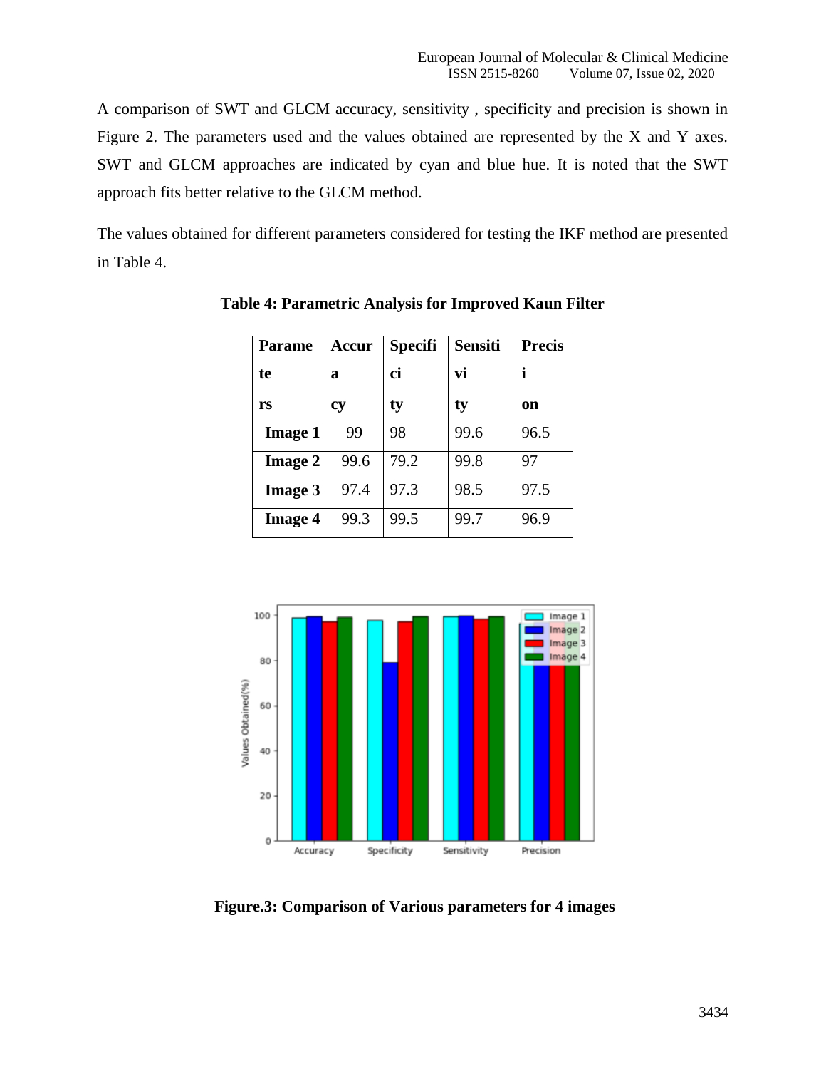A comparison of SWT and GLCM accuracy, sensitivity , specificity and precision is shown in Figure 2. The parameters used and the values obtained are represented by the X and Y axes. SWT and GLCM approaches are indicated by cyan and blue hue. It is noted that the SWT approach fits better relative to the GLCM method.

The values obtained for different parameters considered for testing the IKF method are presented in Table 4.

**Table 4: Parametric Analysis for Improved Kaun Filter**

| Parameters | Accuracy | Specificity | Sensitivity | Precision |
|---|---|---|---|---|
| **Image 1** | 99 | 98 | 99.6 | 96.5 |
| **Image 2** | 99.6 | 79.2 | 99.8 | 97 |
| **Image 3** | 97.4 | 97.3 | 98.5 | 97.5 |
| **Image 4** | 99.3 | 99.5 | 99.7 | 96.9 |

**Figure.3: Comparison of Various parameters for 4 images**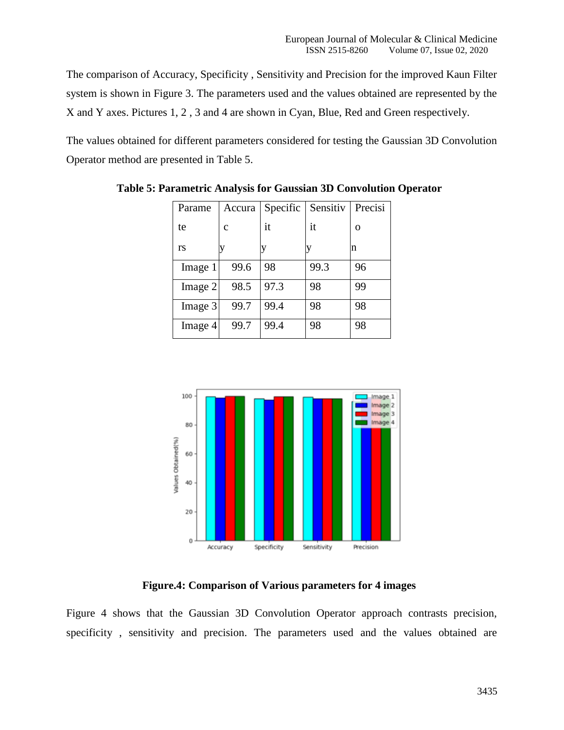The comparison of Accuracy, Specificity , Sensitivity and Precision for the improved Kaun Filter system is shown in Figure 3. The parameters used and the values obtained are represented by the X and Y axes. Pictures 1, 2 , 3 and 4 are shown in Cyan, Blue, Red and Green respectively.

The values obtained for different parameters considered for testing the Gaussian 3D Convolution Operator method are presented in Table 5.

**Table 5: Parametric Analysis for Gaussian 3D Convolution Operator**

| Parameters | Accuracy | Specificity | Sensitivity | Precision |
|---|---|---|---|---|
| Image 1 | 99.6 | 98 | 99.3 | 96 |
| Image 2 | 98.5 | 97.3 | 98 | 99 |
| Image 3 | 99.7 | 99.4 | 98 | 98 |
| Image 4 | 99.7 | 99.4 | 98 | 98 |

**Figure.4: Comparison of Various parameters for 4 images**

Figure 4 shows that the Gaussian 3D Convolution Operator approach contrasts precision, specificity , sensitivity and precision. The parameters used and the values obtained are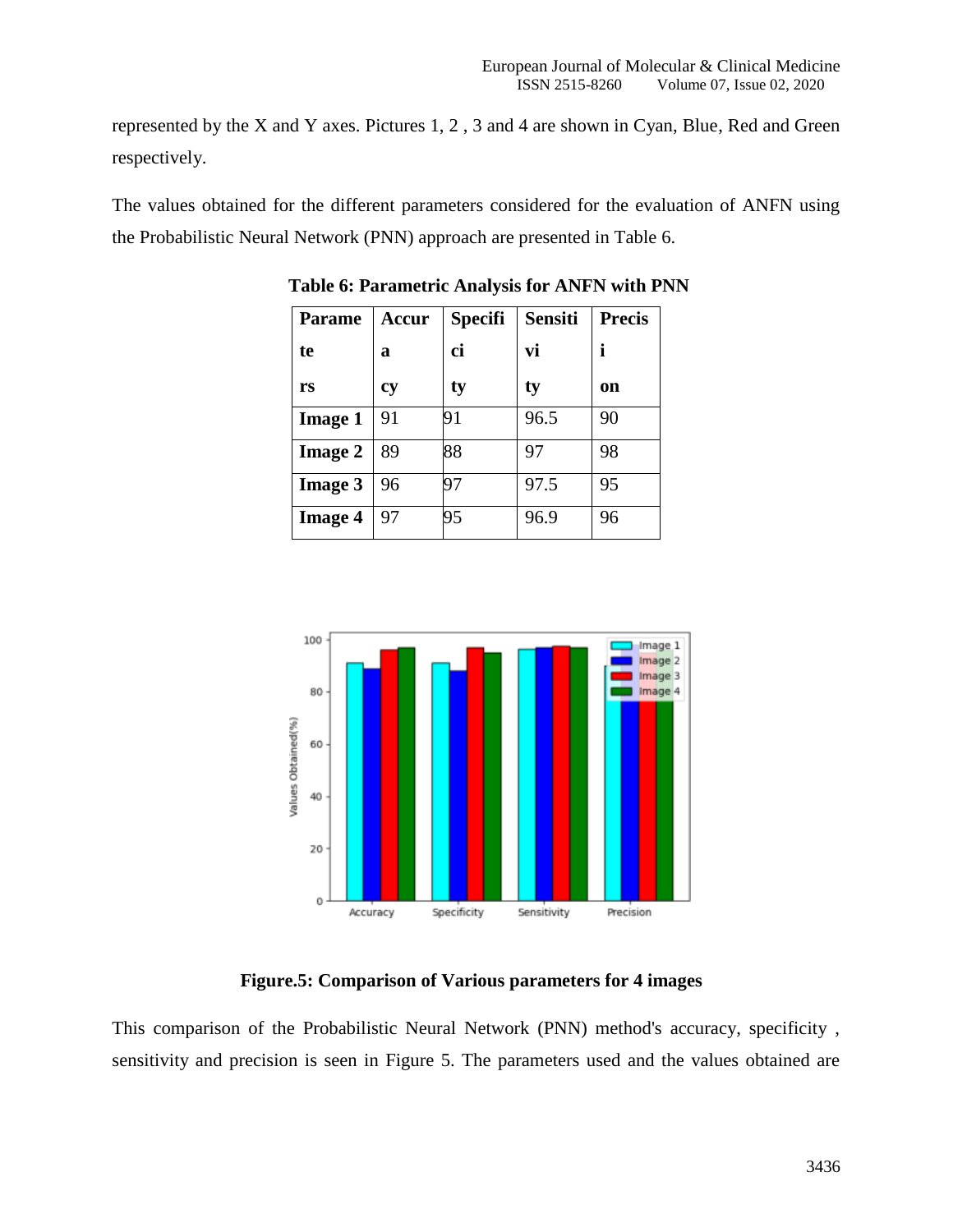represented by the X and Y axes. Pictures 1, 2 , 3 and 4 are shown in Cyan, Blue, Red and Green respectively.

The values obtained for the different parameters considered for the evaluation of ANFN using the Probabilistic Neural Network (PNN) approach are presented in Table 6.

**Table 6: Parametric Analysis for ANFN with PNN**

| Parameters | Accuracy | Specificity | Sensitivity | Precision |
|---|---|---|---|---|
| **Image 1** | 91 | 91 | 96.5 | 90 |
| **Image 2** | 89 | 88 | 97 | 98 |
| **Image 3** | 96 | 97 | 97.5 | 95 |
| **Image 4** | 97 | 95 | 96.9 | 96 |

**Figure.5: Comparison of Various parameters for 4 images**

This comparison of the Probabilistic Neural Network (PNN) method's accuracy, specificity , sensitivity and precision is seen in Figure 5. The parameters used and the values obtained are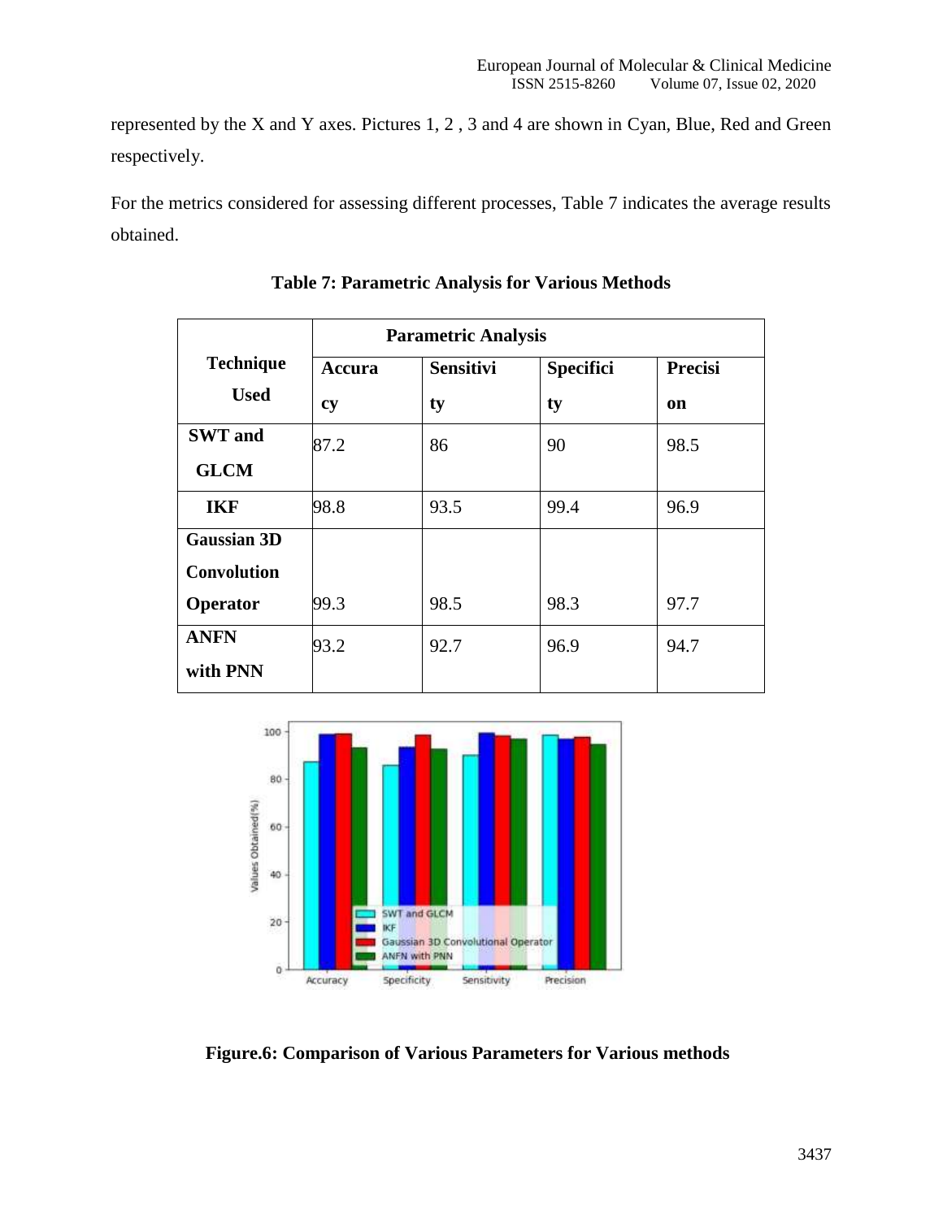represented by the X and Y axes. Pictures 1, 2 , 3 and 4 are shown in Cyan, Blue, Red and Green respectively.

For the metrics considered for assessing different processes, Table 7 indicates the average results obtained.

**Table 7: Parametric Analysis for Various Methods**

| Technique Used | Parametric Analysis | | | |
|---|---|---|---|---|
| | **Accuracy** | **Sensitivity** | **Specificity** | **Precision** |
| **SWT and GLCM** | 87.2 | 86 | 90 | 98.5 |
| **IKF** | 98.8 | 93.5 | 99.4 | 96.9 |
| **Gaussian 3D Convolution Operator** | 99.3 | 98.5 | 98.3 | 97.7 |
| **ANFN with PNN** | 93.2 | 92.7 | 96.9 | 94.7 |

**Figure.6: Comparison of Various Parameters for Various methods**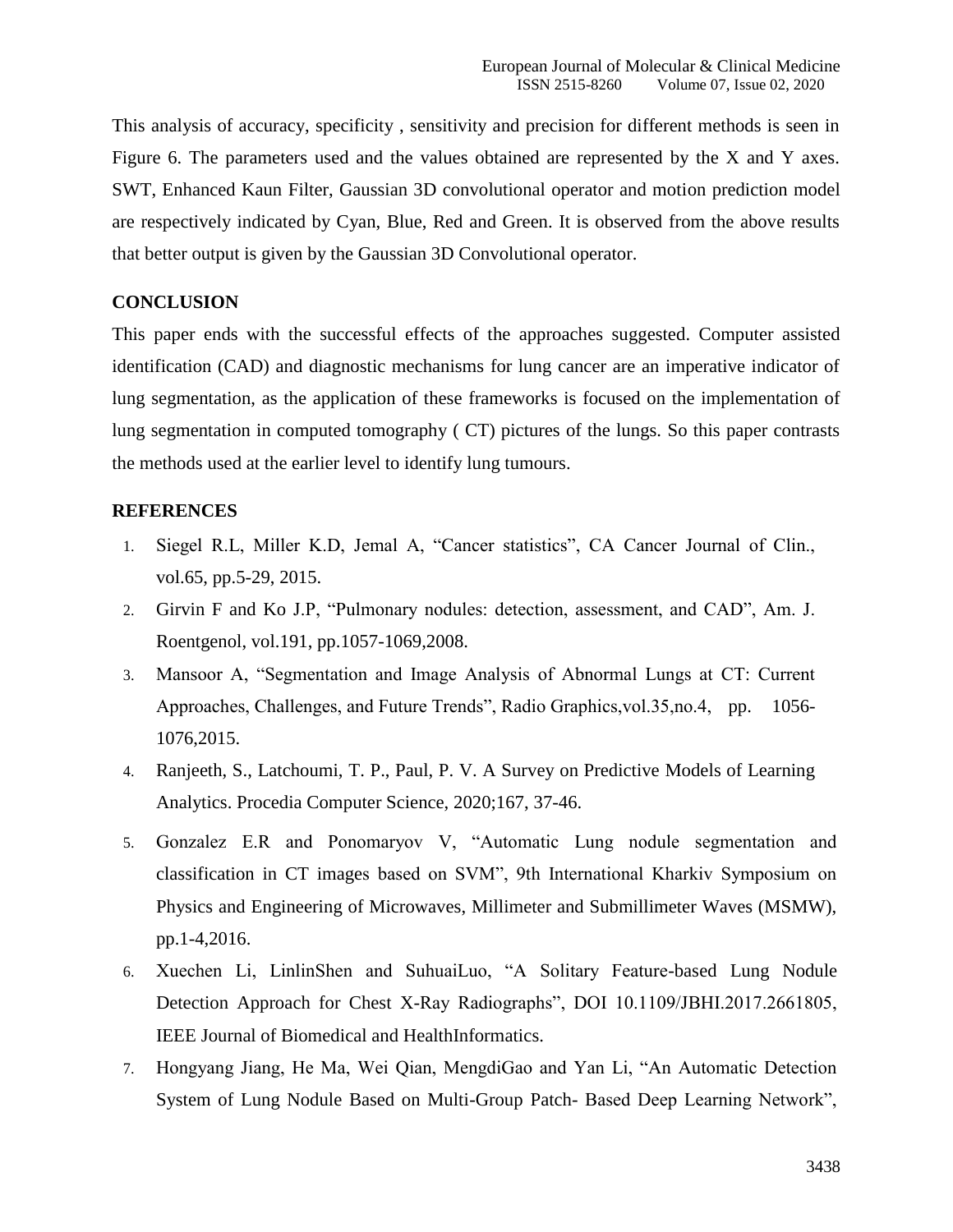This analysis of accuracy, specificity , sensitivity and precision for different methods is seen in Figure 6. The parameters used and the values obtained are represented by the X and Y axes. SWT, Enhanced Kaun Filter, Gaussian 3D convolutional operator and motion prediction model are respectively indicated by Cyan, Blue, Red and Green. It is observed from the above results that better output is given by the Gaussian 3D Convolutional operator.

## CONCLUSION

This paper ends with the successful effects of the approaches suggested. Computer assisted identification (CAD) and diagnostic mechanisms for lung cancer are an imperative indicator of lung segmentation, as the application of these frameworks is focused on the implementation of lung segmentation in computed tomography ( CT) pictures of the lungs. So this paper contrasts the methods used at the earlier level to identify lung tumours.

## REFERENCES

1. Siegel R.L, Miller K.D, Jemal A, "Cancer statistics", CA Cancer Journal of Clin., vol.65, pp.5-29, 2015.
2. Girvin F and Ko J.P, "Pulmonary nodules: detection, assessment, and CAD", Am. J. Roentgenol, vol.191, pp.1057-1069,2008.
3. Mansoor A, "Segmentation and Image Analysis of Abnormal Lungs at CT: Current Approaches, Challenges, and Future Trends", Radio Graphics,vol.35,no.4, pp. 1056-1076,2015.
4. Ranjeeth, S., Latchoumi, T. P., Paul, P. V. A Survey on Predictive Models of Learning Analytics. Procedia Computer Science, 2020;167, 37-46.
5. Gonzalez E.R and Ponomaryov V, "Automatic Lung nodule segmentation and classification in CT images based on SVM", 9th International Kharkiv Symposium on Physics and Engineering of Microwaves, Millimeter and Submillimeter Waves (MSMW), pp.1-4,2016.
6. Xuechen Li, LinlinShen and SuhuaiLuo, "A Solitary Feature-based Lung Nodule Detection Approach for Chest X-Ray Radiographs", DOI 10.1109/JBHI.2017.2661805, IEEE Journal of Biomedical and HealthInformatics.
7. Hongyang Jiang, He Ma, Wei Qian, MengdiGao and Yan Li, "An Automatic Detection System of Lung Nodule Based on Multi-Group Patch- Based Deep Learning Network",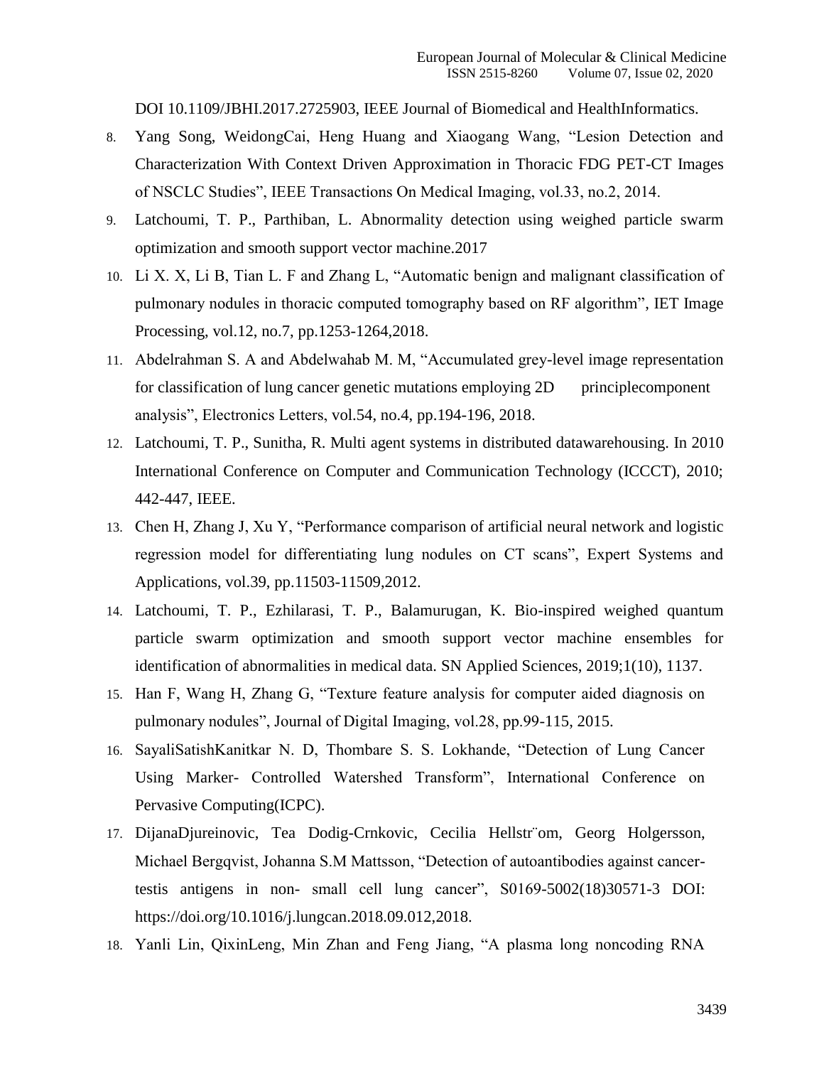DOI 10.1109/JBHI.2017.2725903, IEEE Journal of Biomedical and HealthInformatics.

8. Yang Song, WeidongCai, Heng Huang and Xiaogang Wang, “Lesion Detection and Characterization With Context Driven Approximation in Thoracic FDG PET-CT Images of NSCLC Studies”, IEEE Transactions On Medical Imaging, vol.33, no.2, 2014.
9. Latchoumi, T. P., Parthiban, L. Abnormality detection using weighed particle swarm optimization and smooth support vector machine.2017
10. Li X. X, Li B, Tian L. F and Zhang L, “Automatic benign and malignant classification of pulmonary nodules in thoracic computed tomography based on RF algorithm”, IET Image Processing, vol.12, no.7, pp.1253-1264,2018.
11. Abdelrahman S. A and Abdelwahab M. M, “Accumulated grey-level image representation for classification of lung cancer genetic mutations employing 2D principlecomponent analysis”, Electronics Letters, vol.54, no.4, pp.194-196, 2018.
12. Latchoumi, T. P., Sunitha, R. Multi agent systems in distributed datawarehousing. In 2010 International Conference on Computer and Communication Technology (ICCCT), 2010; 442-447, IEEE.
13. Chen H, Zhang J, Xu Y, “Performance comparison of artificial neural network and logistic regression model for differentiating lung nodules on CT scans”, Expert Systems and Applications, vol.39, pp.11503-11509,2012.
14. Latchoumi, T. P., Ezhilarasi, T. P., Balamurugan, K. Bio-inspired weighed quantum particle swarm optimization and smooth support vector machine ensembles for identification of abnormalities in medical data. SN Applied Sciences, 2019;1(10), 1137.
15. Han F, Wang H, Zhang G, “Texture feature analysis for computer aided diagnosis on pulmonary nodules”, Journal of Digital Imaging, vol.28, pp.99-115, 2015.
16. SayaliSatishKanitkar N. D, Thombare S. S. Lokhande, “Detection of Lung Cancer Using Marker- Controlled Watershed Transform”, International Conference on Pervasive Computing(ICPC).
17. DijanaDjureinovic, Tea Dodig-Crnkovic, Cecilia Hellstr¨om, Georg Holgersson, Michael Bergqvist, Johanna S.M Mattsson, “Detection of autoantibodies against cancer-testis antigens in non- small cell lung cancer”, S0169-5002(18)30571-3 DOI: https://doi.org/10.1016/j.lungcan.2018.09.012,2018.
18. Yanli Lin, QixinLeng, Min Zhan and Feng Jiang, “A plasma long noncoding RNA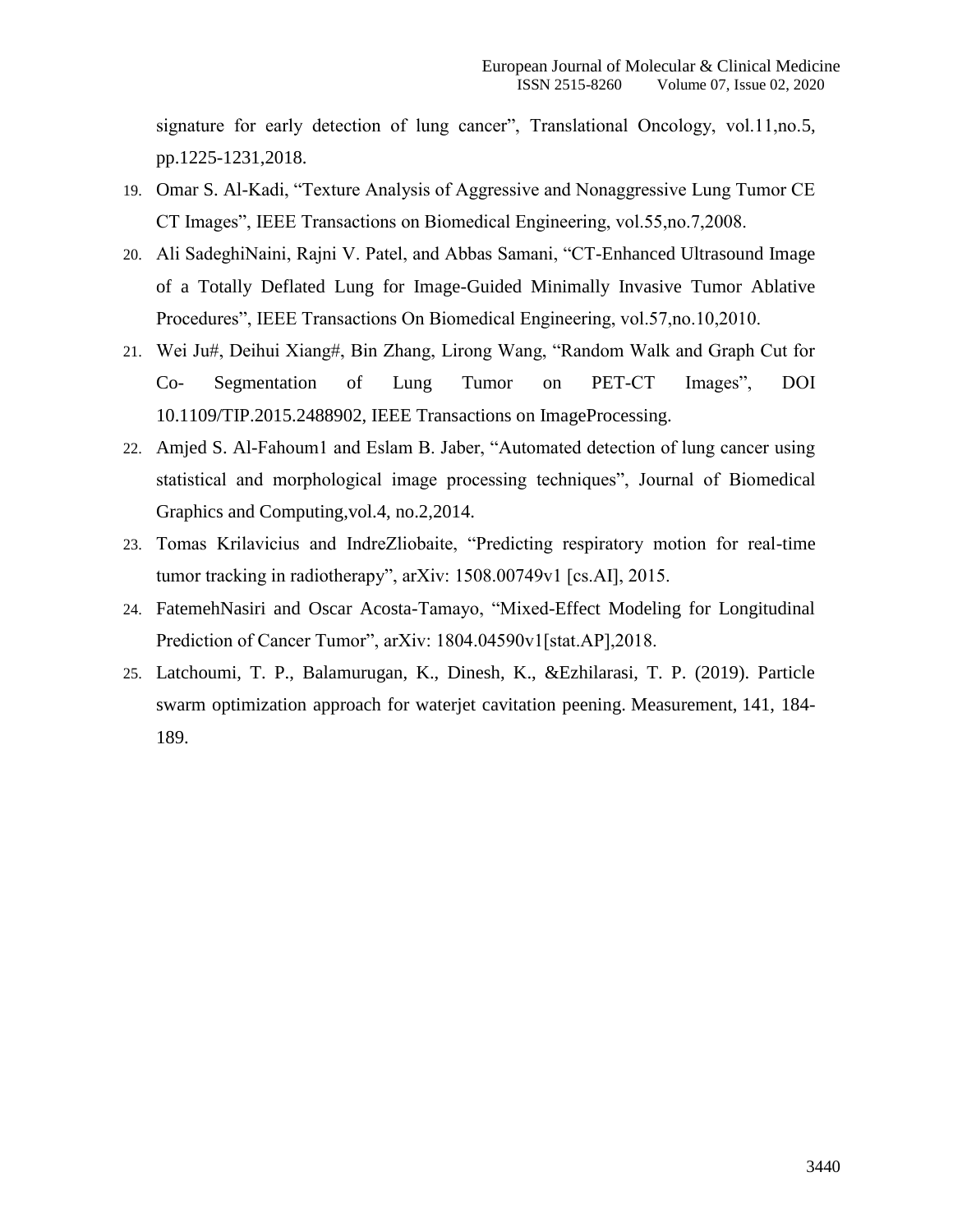signature for early detection of lung cancer", Translational Oncology, vol.11,no.5, pp.1225-1231,2018.

19. Omar S. Al-Kadi, "Texture Analysis of Aggressive and Nonaggressive Lung Tumor CE CT Images", IEEE Transactions on Biomedical Engineering, vol.55,no.7,2008.
20. Ali SadeghiNaini, Rajni V. Patel, and Abbas Samani, "CT-Enhanced Ultrasound Image of a Totally Deflated Lung for Image-Guided Minimally Invasive Tumor Ablative Procedures", IEEE Transactions On Biomedical Engineering, vol.57,no.10,2010.
21. Wei Ju#, Deihui Xiang#, Bin Zhang, Lirong Wang, "Random Walk and Graph Cut for Co- Segmentation of Lung Tumor on PET-CT Images", DOI 10.1109/TIP.2015.2488902, IEEE Transactions on ImageProcessing.
22. Amjed S. Al-Fahoum1 and Eslam B. Jaber, "Automated detection of lung cancer using statistical and morphological image processing techniques", Journal of Biomedical Graphics and Computing,vol.4, no.2,2014.
23. Tomas Krilavicius and IndreZliobaite, "Predicting respiratory motion for real-time tumor tracking in radiotherapy", arXiv: 1508.00749v1 [cs.AI], 2015.
24. FatemehNasiri and Oscar Acosta-Tamayo, "Mixed-Effect Modeling for Longitudinal Prediction of Cancer Tumor", arXiv: 1804.04590v1[stat.AP],2018.
25. Latchoumi, T. P., Balamurugan, K., Dinesh, K., &Ezhilarasi, T. P. (2019). Particle swarm optimization approach for waterjet cavitation peening. Measurement, 141, 184-189.